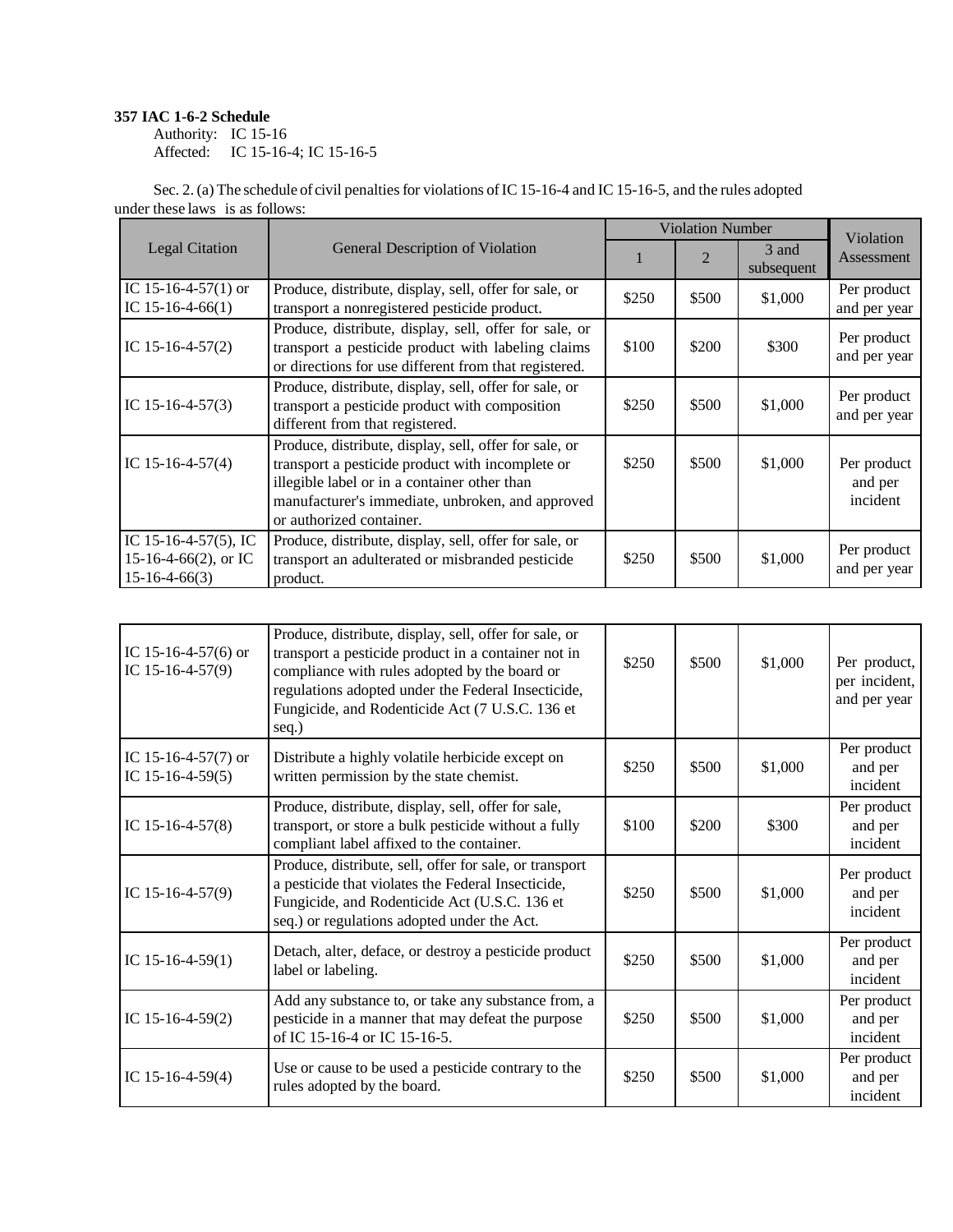**357 IAC 1-6-2 Schedule**

Authority: IC 15-16
Affected: IC 15-16-4; IC 15-16-5

Sec. 2. (a) The schedule of civil penalties for violations of IC 15-16-4 and IC 15-16-5, and the rules adopted under these laws is as follows:

| Legal Citation | General Description of Violation | Violation Number | | | Violation Assessment |
|---|---|---|---|---|---|
| | | 1 | 2 | 3 and subsequent | |
| IC 15-16-4-57(1) or IC 15-16-4-66(1) | Produce, distribute, display, sell, offer for sale, or transport a nonregistered pesticide product. | $250 | $500 | $1,000 | Per product and per year |
| IC 15-16-4-57(2) | Produce, distribute, display, sell, offer for sale, or transport a pesticide product with labeling claims or directions for use different from that registered. | $100 | $200 | $300 | Per product and per year |
| IC 15-16-4-57(3) | Produce, distribute, display, sell, offer for sale, or transport a pesticide product with composition different from that registered. | $250 | $500 | $1,000 | Per product and per year |
| IC 15-16-4-57(4) | Produce, distribute, display, sell, offer for sale, or transport a pesticide product with incomplete or illegible label or in a container other than manufacturer's immediate, unbroken, and approved or authorized container. | $250 | $500 | $1,000 | Per product and per incident |
| IC 15-16-4-57(5), IC 15-16-4-66(2), or IC 15-16-4-66(3) | Produce, distribute, display, sell, offer for sale, or transport an adulterated or misbranded pesticide product. | $250 | $500 | $1,000 | Per product and per year |
| IC 15-16-4-57(6) or IC 15-16-4-57(9) | Produce, distribute, display, sell, offer for sale, or transport a pesticide product in a container not in compliance with rules adopted by the board or regulations adopted under the Federal Insecticide, Fungicide, and Rodenticide Act (7 U.S.C. 136 et seq.) | $250 | $500 | $1,000 | Per product, per incident, and per year |
| IC 15-16-4-57(7) or IC 15-16-4-59(5) | Distribute a highly volatile herbicide except on written permission by the state chemist. | $250 | $500 | $1,000 | Per product and per incident |
| IC 15-16-4-57(8) | Produce, distribute, display, sell, offer for sale, transport, or store a bulk pesticide without a fully compliant label affixed to the container. | $100 | $200 | $300 | Per product and per incident |
| IC 15-16-4-57(9) | Produce, distribute, sell, offer for sale, or transport a pesticide that violates the Federal Insecticide, Fungicide, and Rodenticide Act (U.S.C. 136 et seq.) or regulations adopted under the Act. | $250 | $500 | $1,000 | Per product and per incident |
| IC 15-16-4-59(1) | Detach, alter, deface, or destroy a pesticide product label or labeling. | $250 | $500 | $1,000 | Per product and per incident |
| IC 15-16-4-59(2) | Add any substance to, or take any substance from, a pesticide in a manner that may defeat the purpose of IC 15-16-4 or IC 15-16-5. | $250 | $500 | $1,000 | Per product and per incident |
| IC 15-16-4-59(4) | Use or cause to be used a pesticide contrary to the rules adopted by the board. | $250 | $500 | $1,000 | Per product and per incident |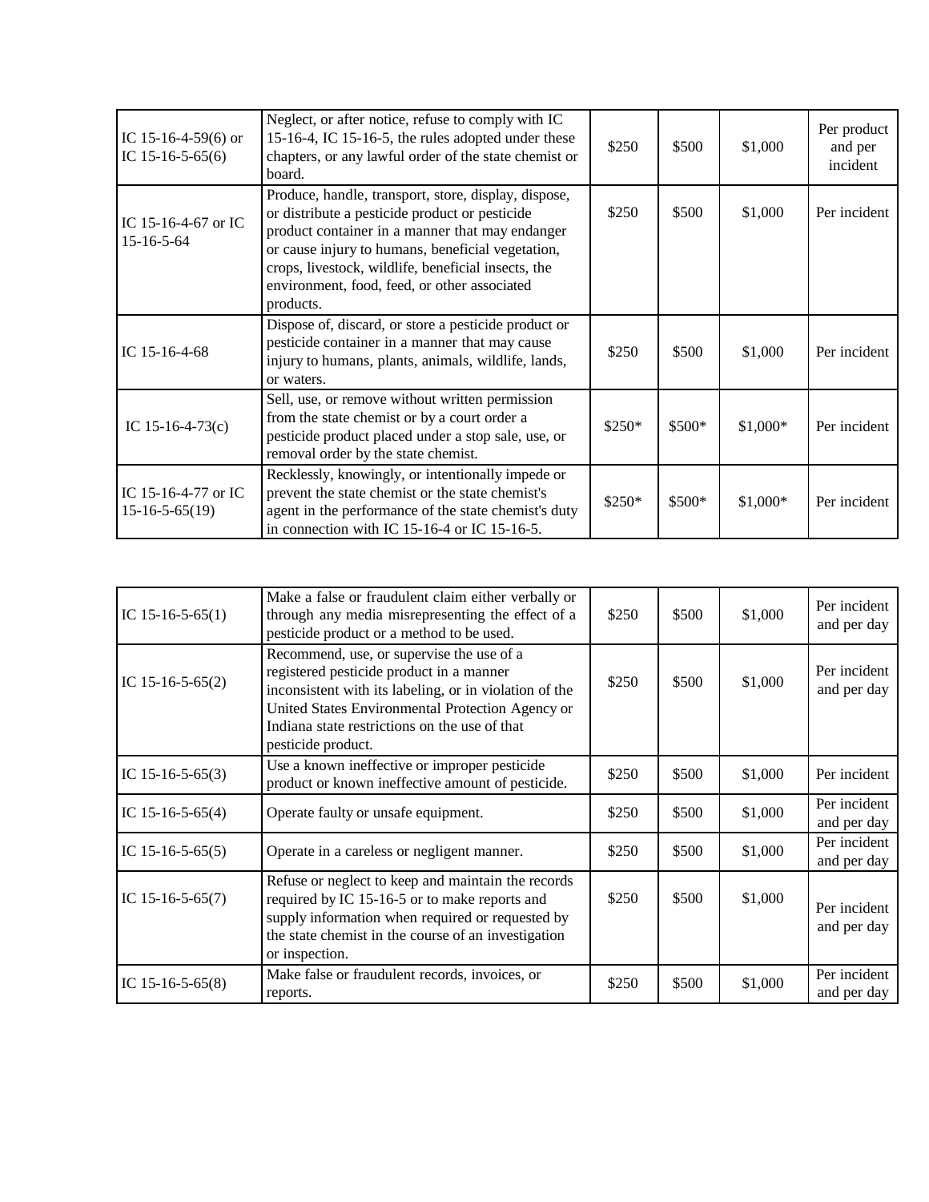| | | | | | |
|---|---|---|---|---|---|
| IC 15-16-4-59(6) or IC 15-16-5-65(6) | Neglect, or after notice, refuse to comply with IC 15-16-4, IC 15-16-5, the rules adopted under these chapters, or any lawful order of the state chemist or board. | $250 | $500 | $1,000 | Per product and per incident |
| IC 15-16-4-67 or IC 15-16-5-64 | Produce, handle, transport, store, display, dispose, or distribute a pesticide product or pesticide product container in a manner that may endanger or cause injury to humans, beneficial vegetation, crops, livestock, wildlife, beneficial insects, the environment, food, feed, or other associated products. | $250 | $500 | $1,000 | Per incident |
| IC 15-16-4-68 | Dispose of, discard, or store a pesticide product or pesticide container in a manner that may cause injury to humans, plants, animals, wildlife, lands, or waters. | $250 | $500 | $1,000 | Per incident |
| IC 15-16-4-73(c) | Sell, use, or remove without written permission from the state chemist or by a court order a pesticide product placed under a stop sale, use, or removal order by the state chemist. | $250* | $500* | $1,000* | Per incident |
| IC 15-16-4-77 or IC 15-16-5-65(19) | Recklessly, knowingly, or intentionally impede or prevent the state chemist or the state chemist's agent in the performance of the state chemist's duty in connection with IC 15-16-4 or IC 15-16-5. | $250* | $500* | $1,000* | Per incident |

| | | | | | |
|---|---|---|---|---|---|
| IC 15-16-5-65(1) | Make a false or fraudulent claim either verbally or through any media misrepresenting the effect of a pesticide product or a method to be used. | $250 | $500 | $1,000 | Per incident and per day |
| IC 15-16-5-65(2) | Recommend, use, or supervise the use of a registered pesticide product in a manner inconsistent with its labeling, or in violation of the United States Environmental Protection Agency or Indiana state restrictions on the use of that pesticide product. | $250 | $500 | $1,000 | Per incident and per day |
| IC 15-16-5-65(3) | Use a known ineffective or improper pesticide product or known ineffective amount of pesticide. | $250 | $500 | $1,000 | Per incident |
| IC 15-16-5-65(4) | Operate faulty or unsafe equipment. | $250 | $500 | $1,000 | Per incident and per day |
| IC 15-16-5-65(5) | Operate in a careless or negligent manner. | $250 | $500 | $1,000 | Per incident and per day |
| IC 15-16-5-65(7) | Refuse or neglect to keep and maintain the records required by IC 15-16-5 or to make reports and supply information when required or requested by the state chemist in the course of an investigation or inspection. | $250 | $500 | $1,000 | Per incident and per day |
| IC 15-16-5-65(8) | Make false or fraudulent records, invoices, or reports. | $250 | $500 | $1,000 | Per incident and per day |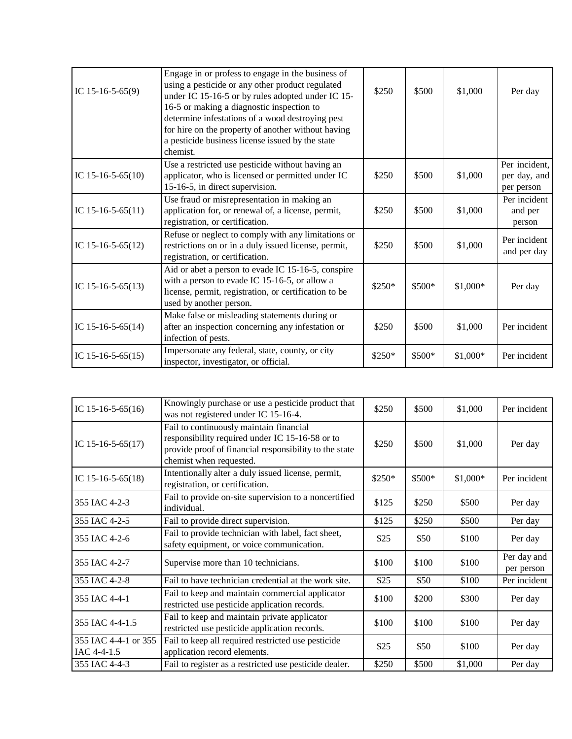| | | | | | |
|---|---|---|---|---|---|
| IC 15-16-5-65(9) | Engage in or profess to engage in the business of using a pesticide or any other product regulated under IC 15-16-5 or by rules adopted under IC 15-16-5 or making a diagnostic inspection to determine infestations of a wood destroying pest for hire on the property of another without having a pesticide business license issued by the state chemist. | $250 | $500 | $1,000 | Per day |
| IC 15-16-5-65(10) | Use a restricted use pesticide without having an applicator, who is licensed or permitted under IC 15-16-5, in direct supervision. | $250 | $500 | $1,000 | Per incident, per day, and per person |
| IC 15-16-5-65(11) | Use fraud or misrepresentation in making an application for, or renewal of, a license, permit, registration, or certification. | $250 | $500 | $1,000 | Per incident and per person |
| IC 15-16-5-65(12) | Refuse or neglect to comply with any limitations or restrictions on or in a duly issued license, permit, registration, or certification. | $250 | $500 | $1,000 | Per incident and per day |
| IC 15-16-5-65(13) | Aid or abet a person to evade IC 15-16-5, conspire with a person to evade IC 15-16-5, or allow a license, permit, registration, or certification to be used by another person. | $250* | $500* | $1,000* | Per day |
| IC 15-16-5-65(14) | Make false or misleading statements during or after an inspection concerning any infestation or infection of pests. | $250 | $500 | $1,000 | Per incident |
| IC 15-16-5-65(15) | Impersonate any federal, state, county, or city inspector, investigator, or official. | $250* | $500* | $1,000* | Per incident |
| IC 15-16-5-65(16) | Knowingly purchase or use a pesticide product that was not registered under IC 15-16-4. | $250 | $500 | $1,000 | Per incident |
| IC 15-16-5-65(17) | Fail to continuously maintain financial responsibility required under IC 15-16-58 or to provide proof of financial responsibility to the state chemist when requested. | $250 | $500 | $1,000 | Per day |
| IC 15-16-5-65(18) | Intentionally alter a duly issued license, permit, registration, or certification. | $250* | $500* | $1,000* | Per incident |
| 355 IAC 4-2-3 | Fail to provide on-site supervision to a noncertified individual. | $125 | $250 | $500 | Per day |
| 355 IAC 4-2-5 | Fail to provide direct supervision. | $125 | $250 | $500 | Per day |
| 355 IAC 4-2-6 | Fail to provide technician with label, fact sheet, safety equipment, or voice communication. | $25 | $50 | $100 | Per day |
| 355 IAC 4-2-7 | Supervise more than 10 technicians. | $100 | $100 | $100 | Per day and per person |
| 355 IAC 4-2-8 | Fail to have technician credential at the work site. | $25 | $50 | $100 | Per incident |
| 355 IAC 4-4-1 | Fail to keep and maintain commercial applicator restricted use pesticide application records. | $100 | $200 | $300 | Per day |
| 355 IAC 4-4-1.5 | Fail to keep and maintain private applicator restricted use pesticide application records. | $100 | $100 | $100 | Per day |
| 355 IAC 4-4-1 or 355 IAC 4-4-1.5 | Fail to keep all required restricted use pesticide application record elements. | $25 | $50 | $100 | Per day |
| 355 IAC 4-4-3 | Fail to register as a restricted use pesticide dealer. | $250 | $500 | $1,000 | Per day |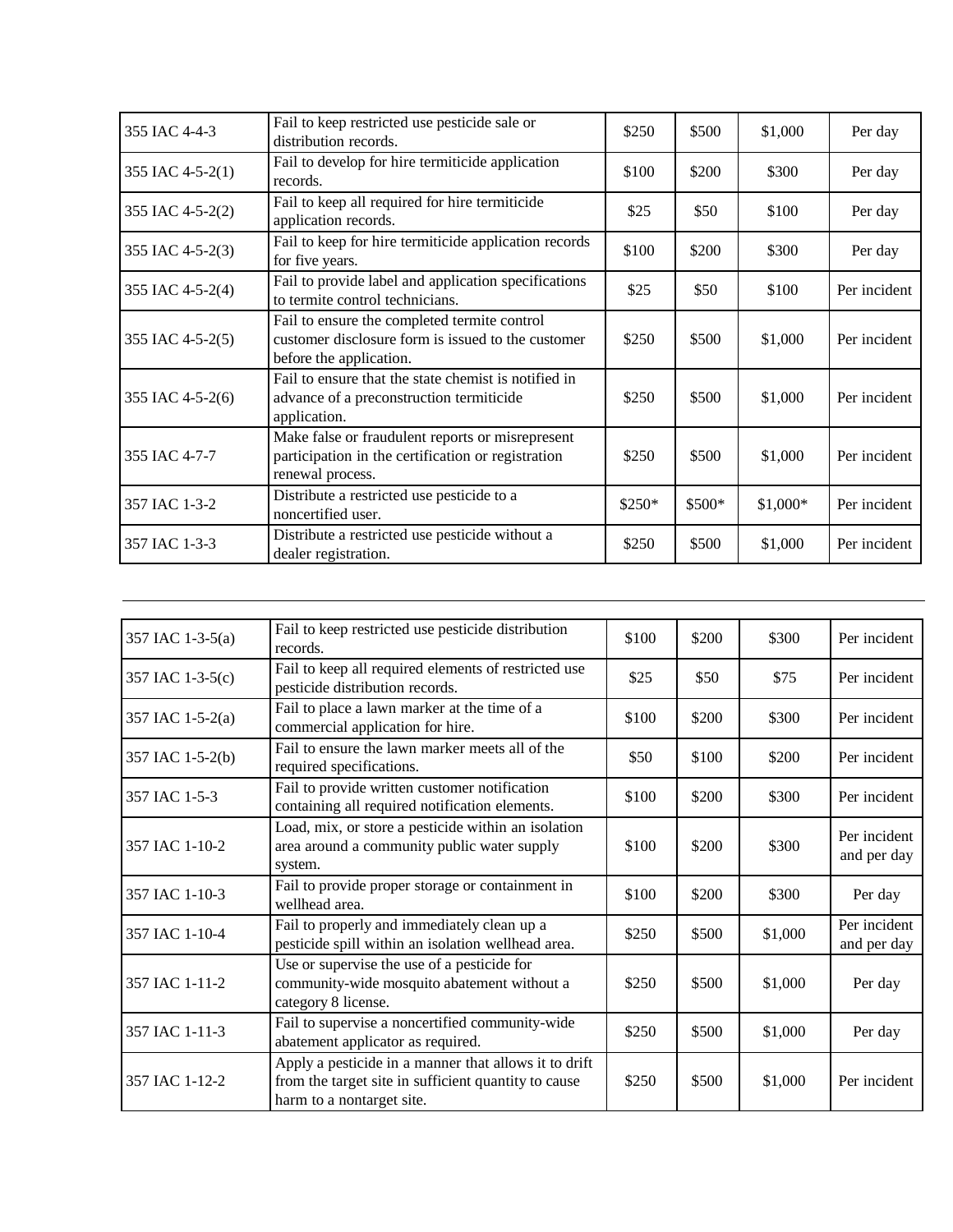| | | | | | |
|---|---|---|---|---|---|
| 355 IAC 4-4-3 | Fail to keep restricted use pesticide sale or distribution records. | $250 | $500 | $1,000 | Per day |
| 355 IAC 4-5-2(1) | Fail to develop for hire termiticide application records. | $100 | $200 | $300 | Per day |
| 355 IAC 4-5-2(2) | Fail to keep all required for hire termiticide application records. | $25 | $50 | $100 | Per day |
| 355 IAC 4-5-2(3) | Fail to keep for hire termiticide application records for five years. | $100 | $200 | $300 | Per day |
| 355 IAC 4-5-2(4) | Fail to provide label and application specifications to termite control technicians. | $25 | $50 | $100 | Per incident |
| 355 IAC 4-5-2(5) | Fail to ensure the completed termite control customer disclosure form is issued to the customer before the application. | $250 | $500 | $1,000 | Per incident |
| 355 IAC 4-5-2(6) | Fail to ensure that the state chemist is notified in advance of a preconstruction termiticide application. | $250 | $500 | $1,000 | Per incident |
| 355 IAC 4-7-7 | Make false or fraudulent reports or misrepresent participation in the certification or registration renewal process. | $250 | $500 | $1,000 | Per incident |
| 357 IAC 1-3-2 | Distribute a restricted use pesticide to a noncertified user. | $250* | $500* | $1,000* | Per incident |
| 357 IAC 1-3-3 | Distribute a restricted use pesticide without a dealer registration. | $250 | $500 | $1,000 | Per incident |
| 357 IAC 1-3-5(a) | Fail to keep restricted use pesticide distribution records. | $100 | $200 | $300 | Per incident |
| 357 IAC 1-3-5(c) | Fail to keep all required elements of restricted use pesticide distribution records. | $25 | $50 | $75 | Per incident |
| 357 IAC 1-5-2(a) | Fail to place a lawn marker at the time of a commercial application for hire. | $100 | $200 | $300 | Per incident |
| 357 IAC 1-5-2(b) | Fail to ensure the lawn marker meets all of the required specifications. | $50 | $100 | $200 | Per incident |
| 357 IAC 1-5-3 | Fail to provide written customer notification containing all required notification elements. | $100 | $200 | $300 | Per incident |
| 357 IAC 1-10-2 | Load, mix, or store a pesticide within an isolation area around a community public water supply system. | $100 | $200 | $300 | Per incident and per day |
| 357 IAC 1-10-3 | Fail to provide proper storage or containment in wellhead area. | $100 | $200 | $300 | Per day |
| 357 IAC 1-10-4 | Fail to properly and immediately clean up a pesticide spill within an isolation wellhead area. | $250 | $500 | $1,000 | Per incident and per day |
| 357 IAC 1-11-2 | Use or supervise the use of a pesticide for community-wide mosquito abatement without a category 8 license. | $250 | $500 | $1,000 | Per day |
| 357 IAC 1-11-3 | Fail to supervise a noncertified community-wide abatement applicator as required. | $250 | $500 | $1,000 | Per day |
| 357 IAC 1-12-2 | Apply a pesticide in a manner that allows it to drift from the target site in sufficient quantity to cause harm to a nontarget site. | $250 | $500 | $1,000 | Per incident |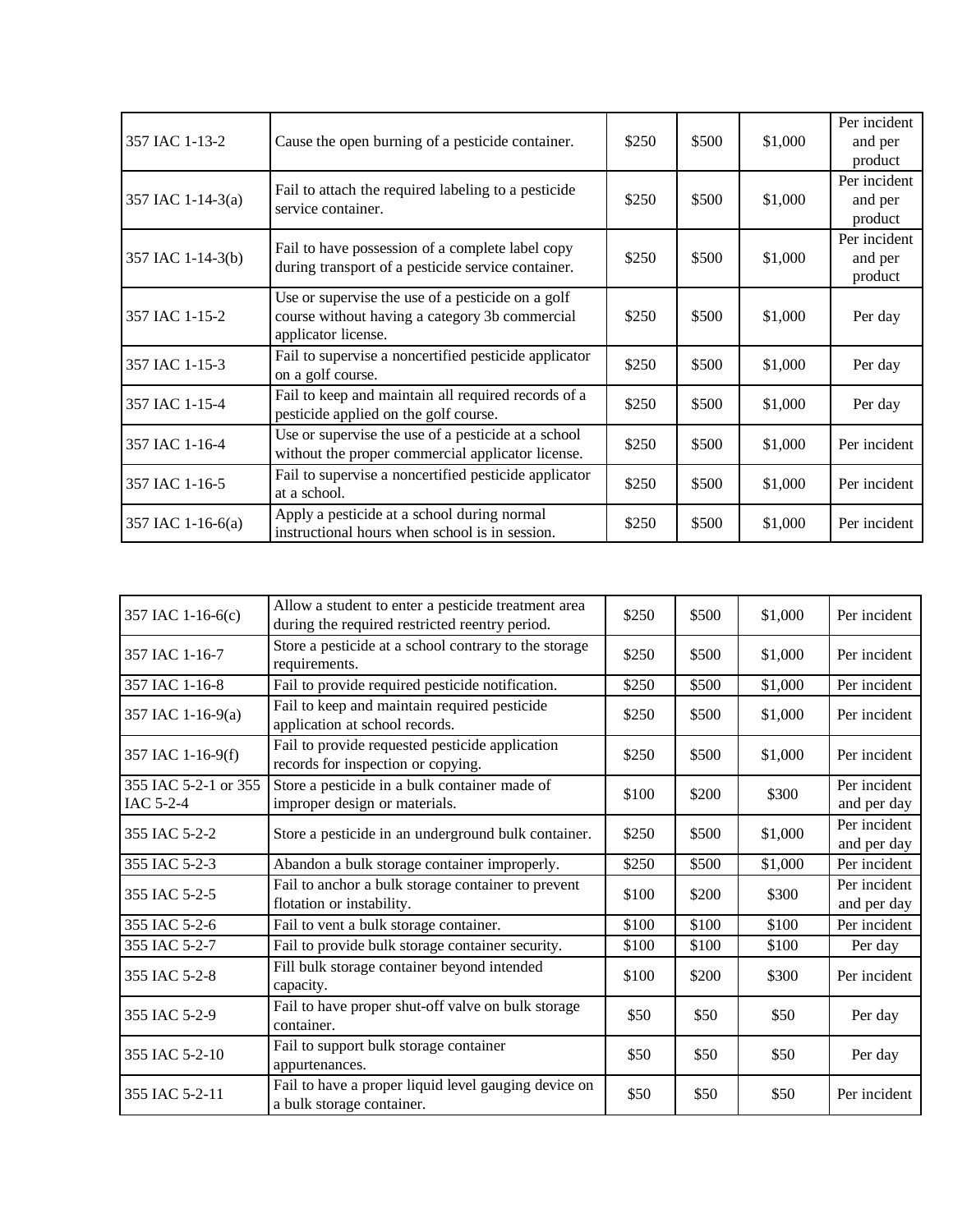| | | | | | |
|---|---|---|---|---|---|
| 357 IAC 1-13-2 | Cause the open burning of a pesticide container. | $250 | $500 | $1,000 | Per incident and per product |
| 357 IAC 1-14-3(a) | Fail to attach the required labeling to a pesticide service container. | $250 | $500 | $1,000 | Per incident and per product |
| 357 IAC 1-14-3(b) | Fail to have possession of a complete label copy during transport of a pesticide service container. | $250 | $500 | $1,000 | Per incident and per product |
| 357 IAC 1-15-2 | Use or supervise the use of a pesticide on a golf course without having a category 3b commercial applicator license. | $250 | $500 | $1,000 | Per day |
| 357 IAC 1-15-3 | Fail to supervise a noncertified pesticide applicator on a golf course. | $250 | $500 | $1,000 | Per day |
| 357 IAC 1-15-4 | Fail to keep and maintain all required records of a pesticide applied on the golf course. | $250 | $500 | $1,000 | Per day |
| 357 IAC 1-16-4 | Use or supervise the use of a pesticide at a school without the proper commercial applicator license. | $250 | $500 | $1,000 | Per incident |
| 357 IAC 1-16-5 | Fail to supervise a noncertified pesticide applicator at a school. | $250 | $500 | $1,000 | Per incident |
| 357 IAC 1-16-6(a) | Apply a pesticide at a school during normal instructional hours when school is in session. | $250 | $500 | $1,000 | Per incident |
| 357 IAC 1-16-6(c) | Allow a student to enter a pesticide treatment area during the required restricted reentry period. | $250 | $500 | $1,000 | Per incident |
| 357 IAC 1-16-7 | Store a pesticide at a school contrary to the storage requirements. | $250 | $500 | $1,000 | Per incident |
| 357 IAC 1-16-8 | Fail to provide required pesticide notification. | $250 | $500 | $1,000 | Per incident |
| 357 IAC 1-16-9(a) | Fail to keep and maintain required pesticide application at school records. | $250 | $500 | $1,000 | Per incident |
| 357 IAC 1-16-9(f) | Fail to provide requested pesticide application records for inspection or copying. | $250 | $500 | $1,000 | Per incident |
| 355 IAC 5-2-1 or 355 IAC 5-2-4 | Store a pesticide in a bulk container made of improper design or materials. | $100 | $200 | $300 | Per incident and per day |
| 355 IAC 5-2-2 | Store a pesticide in an underground bulk container. | $250 | $500 | $1,000 | Per incident and per day |
| 355 IAC 5-2-3 | Abandon a bulk storage container improperly. | $250 | $500 | $1,000 | Per incident |
| 355 IAC 5-2-5 | Fail to anchor a bulk storage container to prevent flotation or instability. | $100 | $200 | $300 | Per incident and per day |
| 355 IAC 5-2-6 | Fail to vent a bulk storage container. | $100 | $100 | $100 | Per incident |
| 355 IAC 5-2-7 | Fail to provide bulk storage container security. | $100 | $100 | $100 | Per day |
| 355 IAC 5-2-8 | Fill bulk storage container beyond intended capacity. | $100 | $200 | $300 | Per incident |
| 355 IAC 5-2-9 | Fail to have proper shut-off valve on bulk storage container. | $50 | $50 | $50 | Per day |
| 355 IAC 5-2-10 | Fail to support bulk storage container appurtenances. | $50 | $50 | $50 | Per day |
| 355 IAC 5-2-11 | Fail to have a proper liquid level gauging device on a bulk storage container. | $50 | $50 | $50 | Per incident |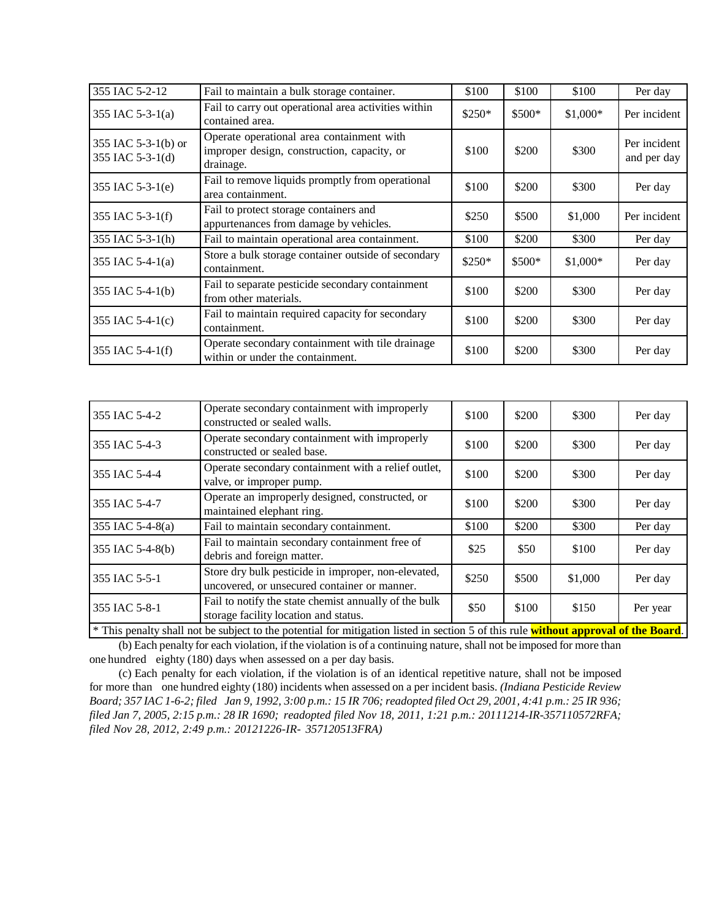| | | | | | |
|---|---|---|---|---|---|
| 355 IAC 5-2-12 | Fail to maintain a bulk storage container. | $100 | $100 | $100 | Per day |
| 355 IAC 5-3-1(a) | Fail to carry out operational area activities within contained area. | $250* | $500* | $1,000* | Per incident |
| 355 IAC 5-3-1(b) or 355 IAC 5-3-1(d) | Operate operational area containment with improper design, construction, capacity, or drainage. | $100 | $200 | $300 | Per incident and per day |
| 355 IAC 5-3-1(e) | Fail to remove liquids promptly from operational area containment. | $100 | $200 | $300 | Per day |
| 355 IAC 5-3-1(f) | Fail to protect storage containers and appurtenances from damage by vehicles. | $250 | $500 | $1,000 | Per incident |
| 355 IAC 5-3-1(h) | Fail to maintain operational area containment. | $100 | $200 | $300 | Per day |
| 355 IAC 5-4-1(a) | Store a bulk storage container outside of secondary containment. | $250* | $500* | $1,000* | Per day |
| 355 IAC 5-4-1(b) | Fail to separate pesticide secondary containment from other materials. | $100 | $200 | $300 | Per day |
| 355 IAC 5-4-1(c) | Fail to maintain required capacity for secondary containment. | $100 | $200 | $300 | Per day |
| 355 IAC 5-4-1(f) | Operate secondary containment with tile drainage within or under the containment. | $100 | $200 | $300 | Per day |
| 355 IAC 5-4-2 | Operate secondary containment with improperly constructed or sealed walls. | $100 | $200 | $300 | Per day |
| 355 IAC 5-4-3 | Operate secondary containment with improperly constructed or sealed base. | $100 | $200 | $300 | Per day |
| 355 IAC 5-4-4 | Operate secondary containment with a relief outlet, valve, or improper pump. | $100 | $200 | $300 | Per day |
| 355 IAC 5-4-7 | Operate an improperly designed, constructed, or maintained elephant ring. | $100 | $200 | $300 | Per day |
| 355 IAC 5-4-8(a) | Fail to maintain secondary containment. | $100 | $200 | $300 | Per day |
| 355 IAC 5-4-8(b) | Fail to maintain secondary containment free of debris and foreign matter. | $25 | $50 | $100 | Per day |
| 355 IAC 5-5-1 | Store dry bulk pesticide in improper, non-elevated, uncovered, or unsecured container or manner. | $250 | $500 | $1,000 | Per day |
| 355 IAC 5-8-1 | Fail to notify the state chemist annually of the bulk storage facility location and status. | $50 | $100 | $150 | Per year |

* This penalty shall not be subject to the potential for mitigation listed in section 5 of this rule **without approval of the Board**.

(b) Each penalty for each violation, if the violation is of a continuing nature, shall not be imposed for more than one hundred eighty (180) days when assessed on a per day basis.

(c) Each penalty for each violation, if the violation is of an identical repetitive nature, shall not be imposed for more than one hundred eighty (180) incidents when assessed on a per incident basis. *(Indiana Pesticide Review Board; 357 IAC 1-6-2; filed Jan 9, 1992, 3:00 p.m.: 15 IR 706; readopted filed Oct 29, 2001, 4:41 p.m.: 25 IR 936; filed Jan 7, 2005, 2:15 p.m.: 28 IR 1690; readopted filed Nov 18, 2011, 1:21 p.m.: 20111214-IR-357110572RFA; filed Nov 28, 2012, 2:49 p.m.: 20121226-IR- 357120513FRA)*